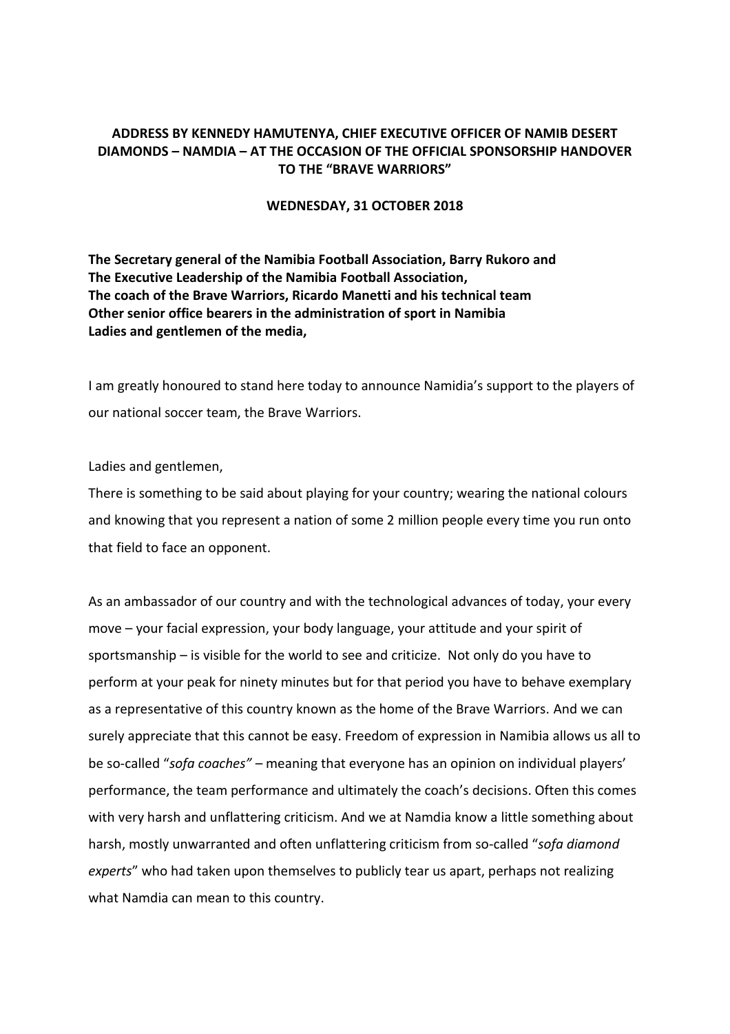**ADDRESS BY KENNEDY HAMUTENYA, CHIEF EXECUTIVE OFFICER OF NAMIB DESERT DIAMONDS – NAMDIA – AT THE OCCASION OF THE OFFICIAL SPONSORSHIP HANDOVER TO THE "BRAVE WARRIORS"**

**WEDNESDAY, 31 OCTOBER 2018**

**The Secretary general of the Namibia Football Association, Barry Rukoro and**
**The Executive Leadership of the Namibia Football Association,**
**The coach of the Brave Warriors, Ricardo Manetti and his technical team**
**Other senior office bearers in the administration of sport in Namibia**
**Ladies and gentlemen of the media,**

I am greatly honoured to stand here today to announce Namidia's support to the players of our national soccer team, the Brave Warriors.

Ladies and gentlemen,
There is something to be said about playing for your country; wearing the national colours and knowing that you represent a nation of some 2 million people every time you run onto that field to face an opponent.

As an ambassador of our country and with the technological advances of today, your every move – your facial expression, your body language, your attitude and your spirit of sportsmanship – is visible for the world to see and criticize. Not only do you have to perform at your peak for ninety minutes but for that period you have to behave exemplary as a representative of this country known as the home of the Brave Warriors. And we can surely appreciate that this cannot be easy. Freedom of expression in Namibia allows us all to be so-called "*sofa coaches"* – meaning that everyone has an opinion on individual players' performance, the team performance and ultimately the coach's decisions. Often this comes with very harsh and unflattering criticism. And we at Namdia know a little something about harsh, mostly unwarranted and often unflattering criticism from so-called "*sofa diamond experts*" who had taken upon themselves to publicly tear us apart, perhaps not realizing what Namdia can mean to this country.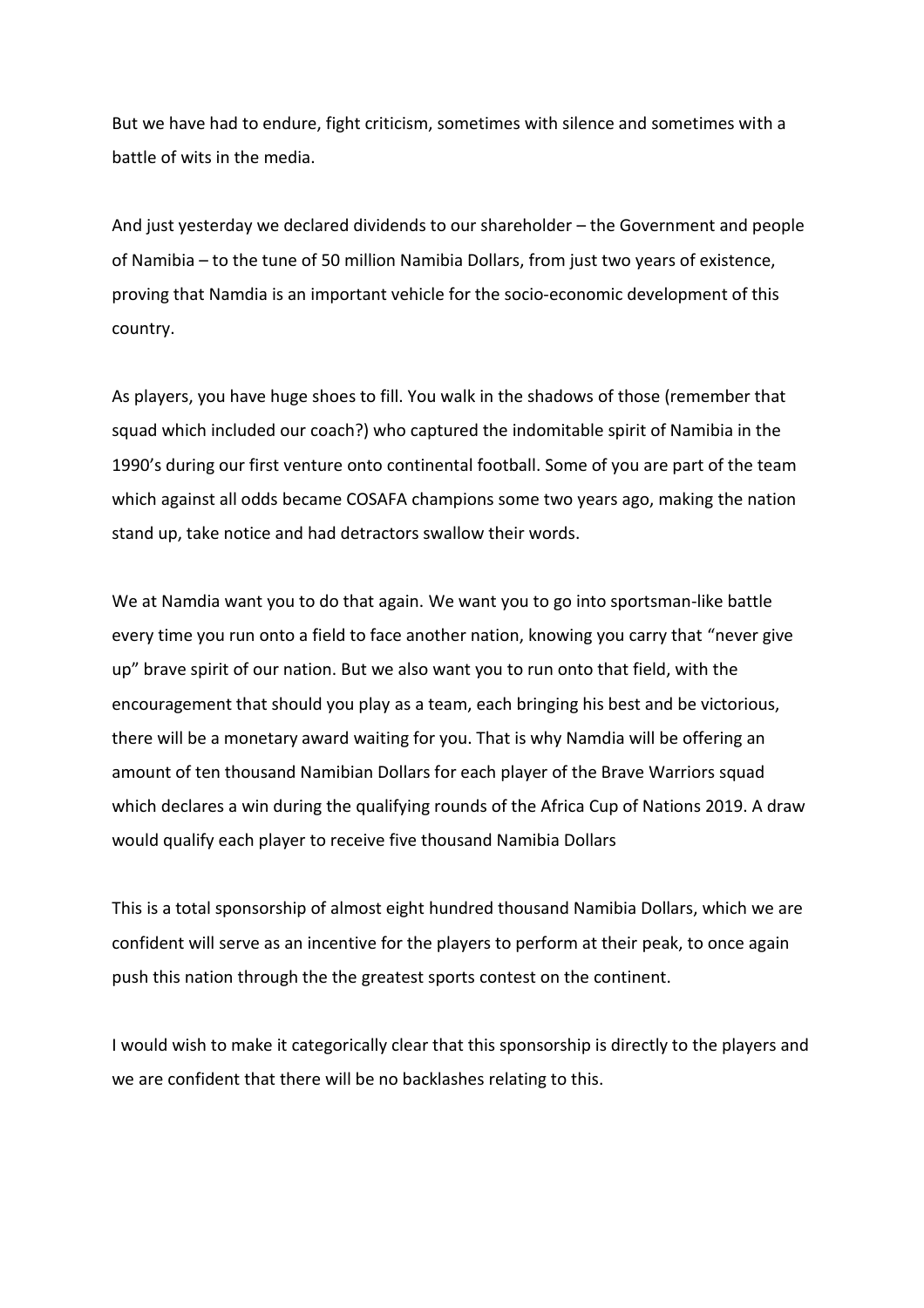But we have had to endure, fight criticism, sometimes with silence and sometimes with a battle of wits in the media.

And just yesterday we declared dividends to our shareholder – the Government and people of Namibia – to the tune of 50 million Namibia Dollars, from just two years of existence, proving that Namdia is an important vehicle for the socio-economic development of this country.

As players, you have huge shoes to fill. You walk in the shadows of those (remember that squad which included our coach?) who captured the indomitable spirit of Namibia in the 1990's during our first venture onto continental football. Some of you are part of the team which against all odds became COSAFA champions some two years ago, making the nation stand up, take notice and had detractors swallow their words.

We at Namdia want you to do that again. We want you to go into sportsman-like battle every time you run onto a field to face another nation, knowing you carry that "never give up" brave spirit of our nation. But we also want you to run onto that field, with the encouragement that should you play as a team, each bringing his best and be victorious, there will be a monetary award waiting for you. That is why Namdia will be offering an amount of ten thousand Namibian Dollars for each player of the Brave Warriors squad which declares a win during the qualifying rounds of the Africa Cup of Nations 2019. A draw would qualify each player to receive five thousand Namibia Dollars

This is a total sponsorship of almost eight hundred thousand Namibia Dollars, which we are confident will serve as an incentive for the players to perform at their peak, to once again push this nation through the the greatest sports contest on the continent.

I would wish to make it categorically clear that this sponsorship is directly to the players and we are confident that there will be no backlashes relating to this.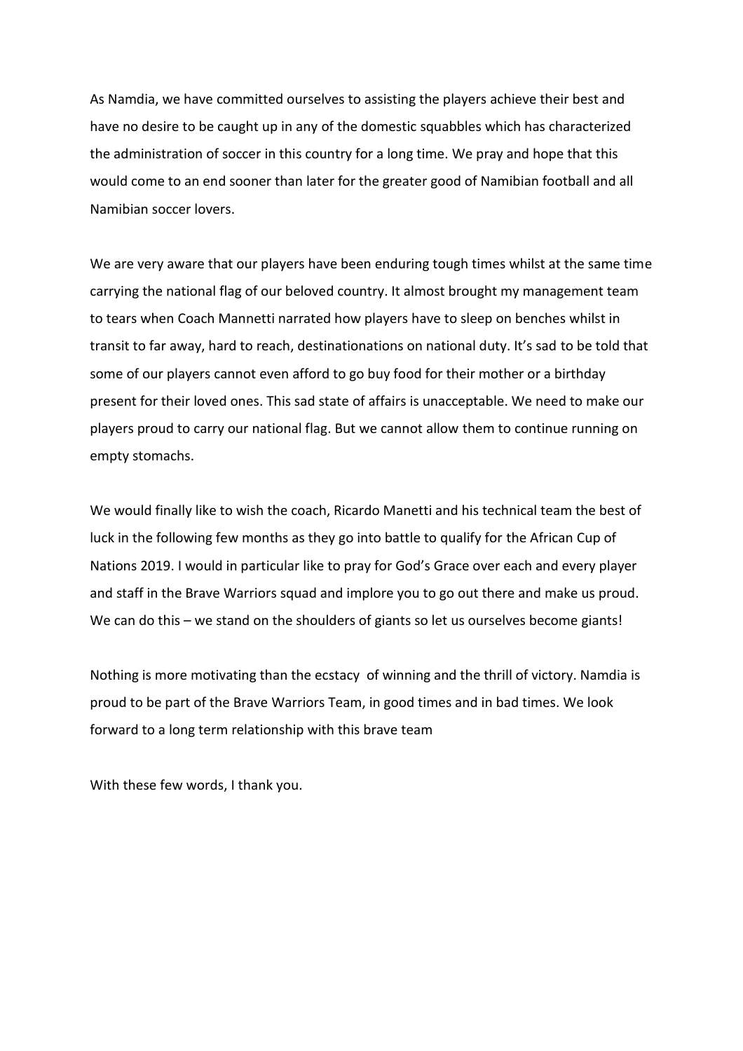As Namdia, we have committed ourselves to assisting the players achieve their best and have no desire to be caught up in any of the domestic squabbles which has characterized the administration of soccer in this country for a long time. We pray and hope that this would come to an end sooner than later for the greater good of Namibian football and all Namibian soccer lovers.

We are very aware that our players have been enduring tough times whilst at the same time carrying the national flag of our beloved country. It almost brought my management team to tears when Coach Mannetti narrated how players have to sleep on benches whilst in transit to far away, hard to reach, destinationations on national duty. It's sad to be told that some of our players cannot even afford to go buy food for their mother or a birthday present for their loved ones. This sad state of affairs is unacceptable. We need to make our players proud to carry our national flag. But we cannot allow them to continue running on empty stomachs.

We would finally like to wish the coach, Ricardo Manetti and his technical team the best of luck in the following few months as they go into battle to qualify for the African Cup of Nations 2019. I would in particular like to pray for God's Grace over each and every player and staff in the Brave Warriors squad and implore you to go out there and make us proud. We can do this – we stand on the shoulders of giants so let us ourselves become giants!

Nothing is more motivating than the ecstacy of winning and the thrill of victory. Namdia is proud to be part of the Brave Warriors Team, in good times and in bad times. We look forward to a long term relationship with this brave team

With these few words, I thank you.